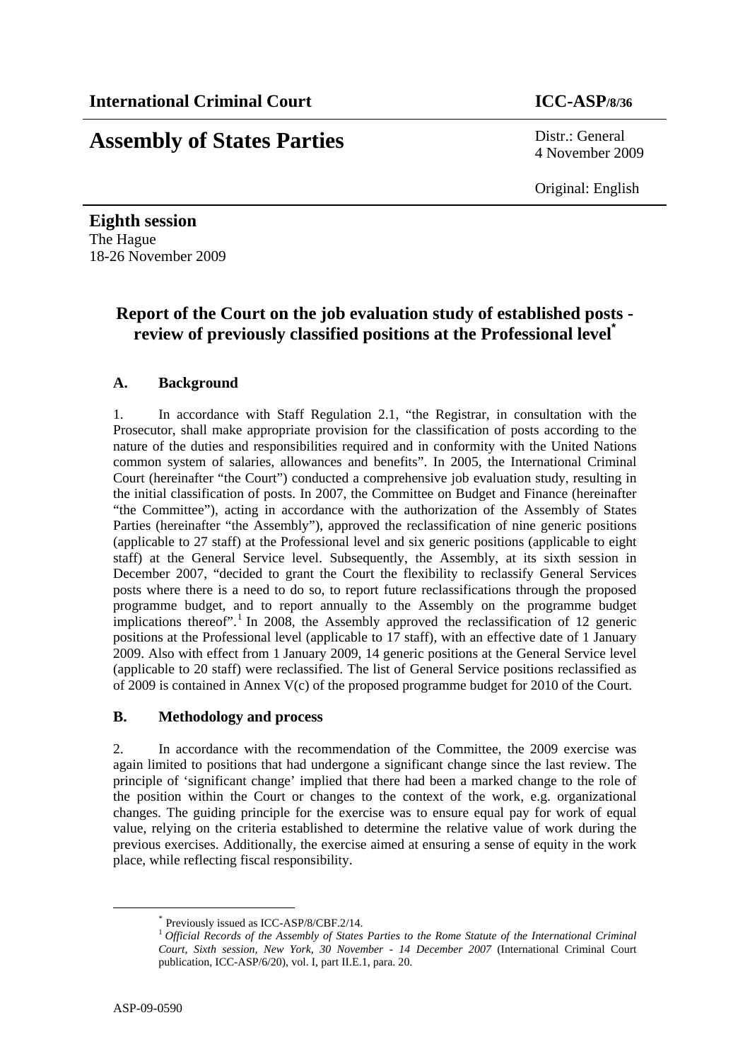**International Criminal Court** **ICC-ASP/8/36**

# Assembly of States Parties

Distr.: General
4 November 2009

Original: English

**Eighth session**
The Hague
18-26 November 2009

## Report of the Court on the job evaluation study of established posts - review of previously classified positions at the Professional level[*]

### A. Background

1. In accordance with Staff Regulation 2.1, "the Registrar, in consultation with the Prosecutor, shall make appropriate provision for the classification of posts according to the nature of the duties and responsibilities required and in conformity with the United Nations common system of salaries, allowances and benefits". In 2005, the International Criminal Court (hereinafter "the Court") conducted a comprehensive job evaluation study, resulting in the initial classification of posts. In 2007, the Committee on Budget and Finance (hereinafter "the Committee"), acting in accordance with the authorization of the Assembly of States Parties (hereinafter "the Assembly"), approved the reclassification of nine generic positions (applicable to 27 staff) at the Professional level and six generic positions (applicable to eight staff) at the General Service level. Subsequently, the Assembly, at its sixth session in December 2007, "decided to grant the Court the flexibility to reclassify General Services posts where there is a need to do so, to report future reclassifications through the proposed programme budget, and to report annually to the Assembly on the programme budget implications thereof".[1] In 2008, the Assembly approved the reclassification of 12 generic positions at the Professional level (applicable to 17 staff), with an effective date of 1 January 2009. Also with effect from 1 January 2009, 14 generic positions at the General Service level (applicable to 20 staff) were reclassified. The list of General Service positions reclassified as of 2009 is contained in Annex V(c) of the proposed programme budget for 2010 of the Court.

### B. Methodology and process

2. In accordance with the recommendation of the Committee, the 2009 exercise was again limited to positions that had undergone a significant change since the last review. The principle of 'significant change' implied that there had been a marked change to the role of the position within the Court or changes to the context of the work, e.g. organizational changes. The guiding principle for the exercise was to ensure equal pay for work of equal value, relying on the criteria established to determine the relative value of work during the previous exercises. Additionally, the exercise aimed at ensuring a sense of equity in the work place, while reflecting fiscal responsibility.

---

[*] Previously issued as ICC-ASP/8/CBF.2/14.

[1] *Official Records of the Assembly of States Parties to the Rome Statute of the International Criminal Court, Sixth session, New York, 30 November - 14 December 2007* (International Criminal Court publication, ICC-ASP/6/20), vol. I, part II.E.1, para. 20.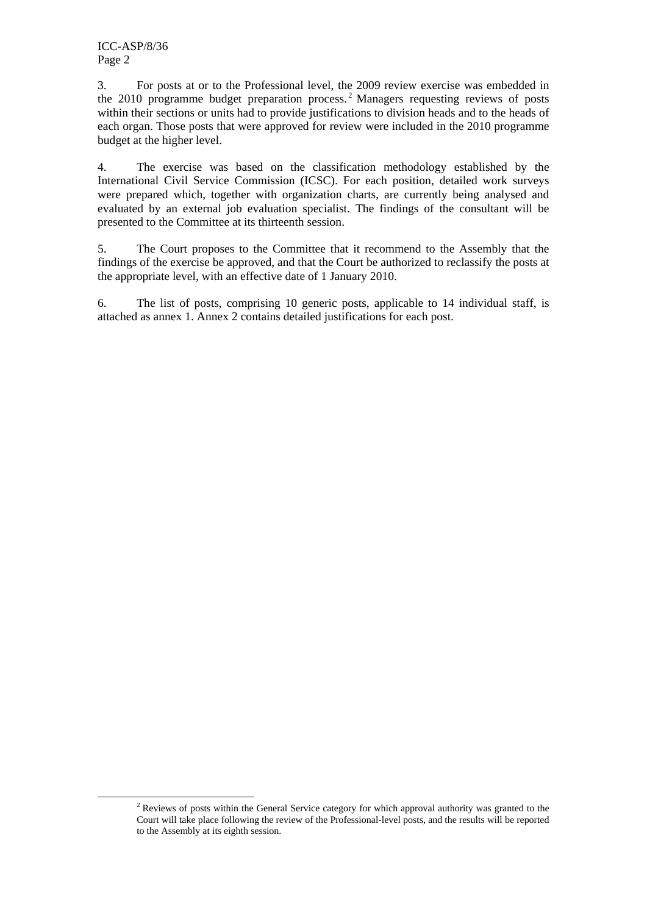3. For posts at or to the Professional level, the 2009 review exercise was embedded in the 2010 programme budget preparation process.[2] Managers requesting reviews of posts within their sections or units had to provide justifications to division heads and to the heads of each organ. Those posts that were approved for review were included in the 2010 programme budget at the higher level.

4. The exercise was based on the classification methodology established by the International Civil Service Commission (ICSC). For each position, detailed work surveys were prepared which, together with organization charts, are currently being analysed and evaluated by an external job evaluation specialist. The findings of the consultant will be presented to the Committee at its thirteenth session.

5. The Court proposes to the Committee that it recommend to the Assembly that the findings of the exercise be approved, and that the Court be authorized to reclassify the posts at the appropriate level, with an effective date of 1 January 2010.

6. The list of posts, comprising 10 generic posts, applicable to 14 individual staff, is attached as annex 1. Annex 2 contains detailed justifications for each post.

---

[2] Reviews of posts within the General Service category for which approval authority was granted to the Court will take place following the review of the Professional-level posts, and the results will be reported to the Assembly at its eighth session.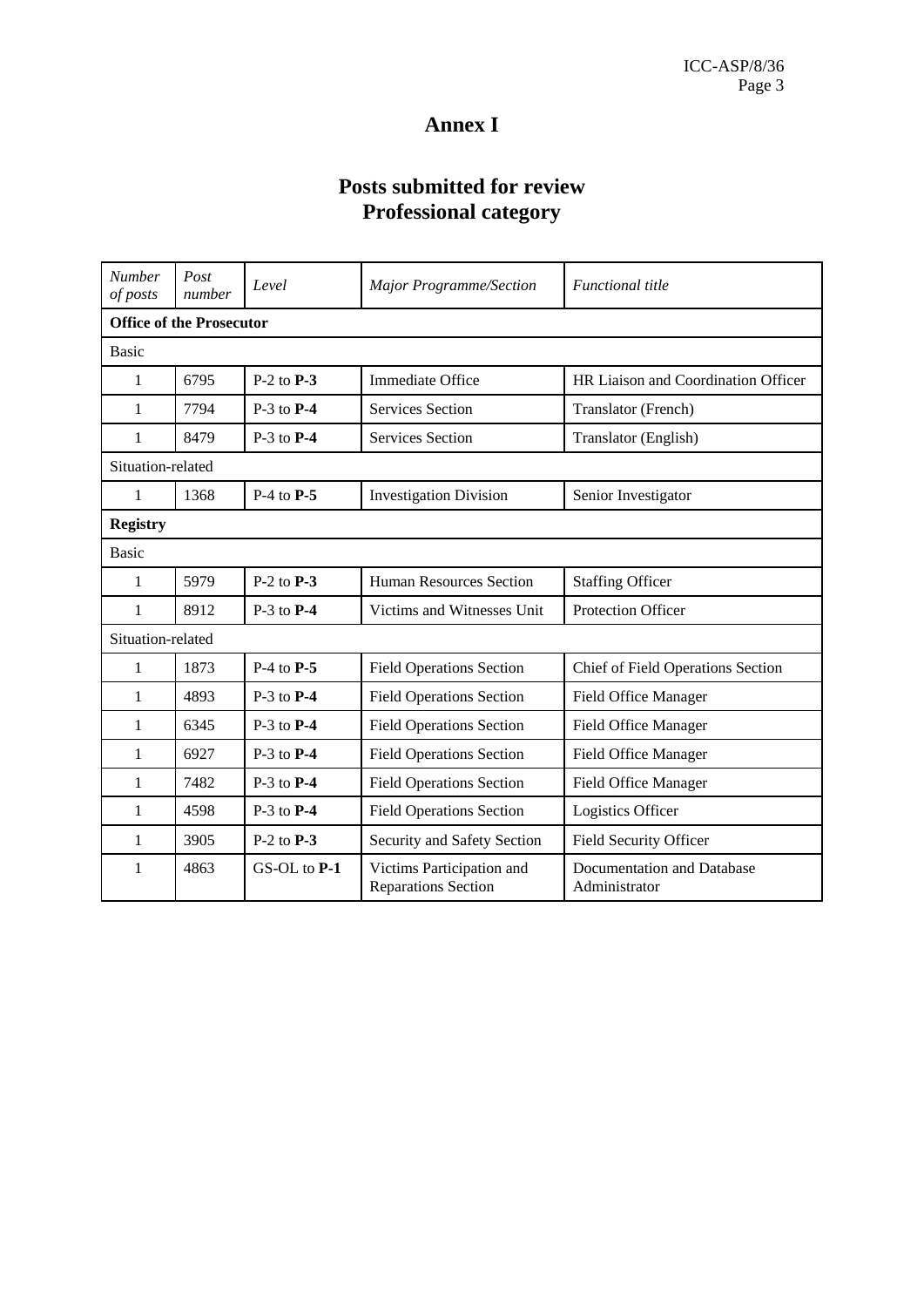# Annex I

## Posts submitted for review
## Professional category

| *Number of posts* | *Post number* | *Level* | *Major Programme/Section* | *Functional title* |
|---|---|---|---|---|
| **Office of the Prosecutor** | | | | |
| Basic | | | | |
| 1 | 6795 | P-2 to **P-3** | Immediate Office | HR Liaison and Coordination Officer |
| 1 | 7794 | P-3 to **P-4** | Services Section | Translator (French) |
| 1 | 8479 | P-3 to **P-4** | Services Section | Translator (English) |
| Situation-related | | | | |
| 1 | 1368 | P-4 to **P-5** | Investigation Division | Senior Investigator |
| **Registry** | | | | |
| Basic | | | | |
| 1 | 5979 | P-2 to **P-3** | Human Resources Section | Staffing Officer |
| 1 | 8912 | P-3 to **P-4** | Victims and Witnesses Unit | Protection Officer |
| Situation-related | | | | |
| 1 | 1873 | P-4 to **P-5** | Field Operations Section | Chief of Field Operations Section |
| 1 | 4893 | P-3 to **P-4** | Field Operations Section | Field Office Manager |
| 1 | 6345 | P-3 to **P-4** | Field Operations Section | Field Office Manager |
| 1 | 6927 | P-3 to **P-4** | Field Operations Section | Field Office Manager |
| 1 | 7482 | P-3 to **P-4** | Field Operations Section | Field Office Manager |
| 1 | 4598 | P-3 to **P-4** | Field Operations Section | Logistics Officer |
| 1 | 3905 | P-2 to **P-3** | Security and Safety Section | Field Security Officer |
| 1 | 4863 | GS-OL to **P-1** | Victims Participation and Reparations Section | Documentation and Database Administrator |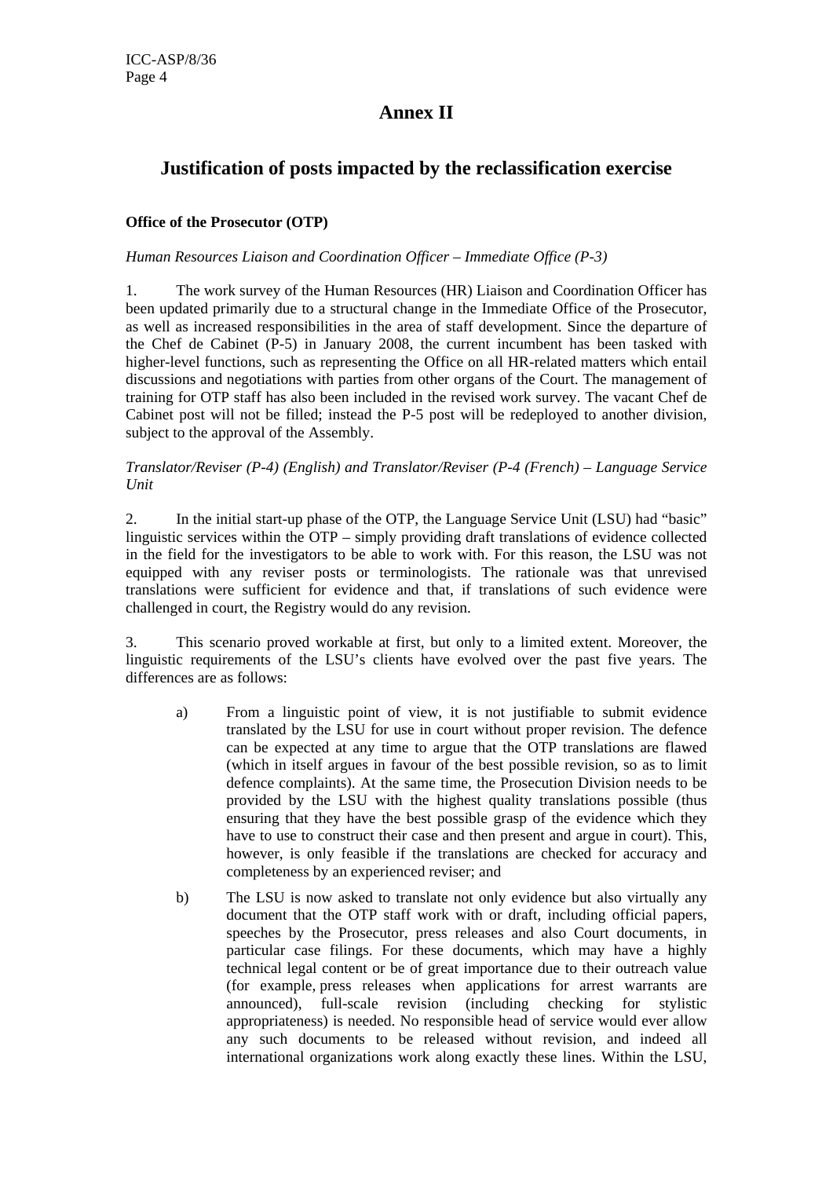# Annex II

## Justification of posts impacted by the reclassification exercise

**Office of the Prosecutor (OTP)**

*Human Resources Liaison and Coordination Officer – Immediate Office (P-3)*

1. The work survey of the Human Resources (HR) Liaison and Coordination Officer has been updated primarily due to a structural change in the Immediate Office of the Prosecutor, as well as increased responsibilities in the area of staff development. Since the departure of the Chef de Cabinet (P-5) in January 2008, the current incumbent has been tasked with higher-level functions, such as representing the Office on all HR-related matters which entail discussions and negotiations with parties from other organs of the Court. The management of training for OTP staff has also been included in the revised work survey. The vacant Chef de Cabinet post will not be filled; instead the P-5 post will be redeployed to another division, subject to the approval of the Assembly.

*Translator/Reviser (P-4) (English) and Translator/Reviser (P-4 (French) – Language Service Unit*

2. In the initial start-up phase of the OTP, the Language Service Unit (LSU) had "basic" linguistic services within the OTP – simply providing draft translations of evidence collected in the field for the investigators to be able to work with. For this reason, the LSU was not equipped with any reviser posts or terminologists. The rationale was that unrevised translations were sufficient for evidence and that, if translations of such evidence were challenged in court, the Registry would do any revision.

3. This scenario proved workable at first, but only to a limited extent. Moreover, the linguistic requirements of the LSU's clients have evolved over the past five years. The differences are as follows:

a) From a linguistic point of view, it is not justifiable to submit evidence translated by the LSU for use in court without proper revision. The defence can be expected at any time to argue that the OTP translations are flawed (which in itself argues in favour of the best possible revision, so as to limit defence complaints). At the same time, the Prosecution Division needs to be provided by the LSU with the highest quality translations possible (thus ensuring that they have the best possible grasp of the evidence which they have to use to construct their case and then present and argue in court). This, however, is only feasible if the translations are checked for accuracy and completeness by an experienced reviser; and

b) The LSU is now asked to translate not only evidence but also virtually any document that the OTP staff work with or draft, including official papers, speeches by the Prosecutor, press releases and also Court documents, in particular case filings. For these documents, which may have a highly technical legal content or be of great importance due to their outreach value (for example, press releases when applications for arrest warrants are announced), full-scale revision (including checking for stylistic appropriateness) is needed. No responsible head of service would ever allow any such documents to be released without revision, and indeed all international organizations work along exactly these lines. Within the LSU,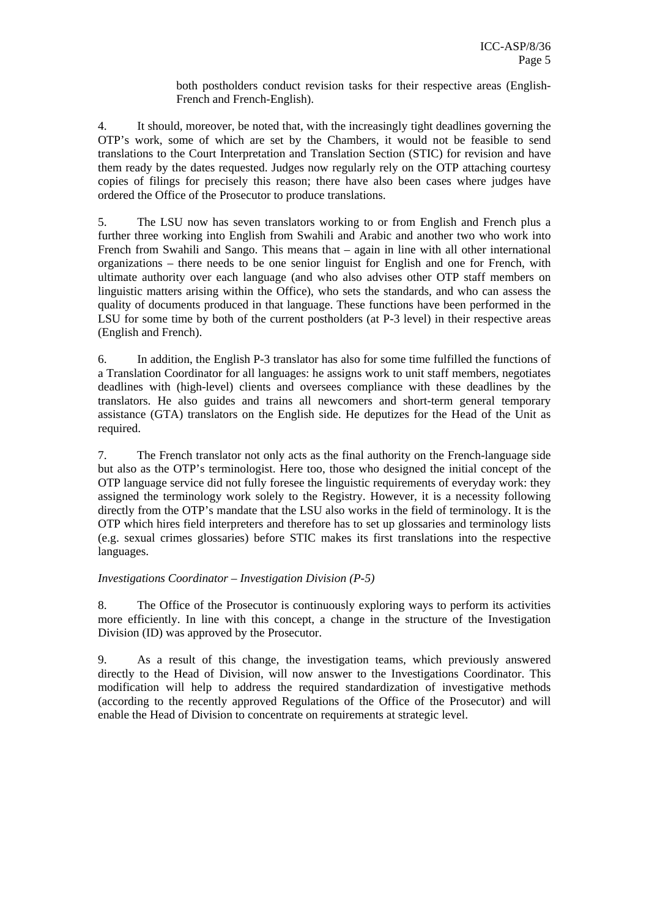both postholders conduct revision tasks for their respective areas (English-French and French-English).

4. It should, moreover, be noted that, with the increasingly tight deadlines governing the OTP's work, some of which are set by the Chambers, it would not be feasible to send translations to the Court Interpretation and Translation Section (STIC) for revision and have them ready by the dates requested. Judges now regularly rely on the OTP attaching courtesy copies of filings for precisely this reason; there have also been cases where judges have ordered the Office of the Prosecutor to produce translations.

5. The LSU now has seven translators working to or from English and French plus a further three working into English from Swahili and Arabic and another two who work into French from Swahili and Sango. This means that – again in line with all other international organizations – there needs to be one senior linguist for English and one for French, with ultimate authority over each language (and who also advises other OTP staff members on linguistic matters arising within the Office), who sets the standards, and who can assess the quality of documents produced in that language. These functions have been performed in the LSU for some time by both of the current postholders (at P-3 level) in their respective areas (English and French).

6. In addition, the English P-3 translator has also for some time fulfilled the functions of a Translation Coordinator for all languages: he assigns work to unit staff members, negotiates deadlines with (high-level) clients and oversees compliance with these deadlines by the translators. He also guides and trains all newcomers and short-term general temporary assistance (GTA) translators on the English side. He deputizes for the Head of the Unit as required.

7. The French translator not only acts as the final authority on the French-language side but also as the OTP's terminologist. Here too, those who designed the initial concept of the OTP language service did not fully foresee the linguistic requirements of everyday work: they assigned the terminology work solely to the Registry. However, it is a necessity following directly from the OTP's mandate that the LSU also works in the field of terminology. It is the OTP which hires field interpreters and therefore has to set up glossaries and terminology lists (e.g. sexual crimes glossaries) before STIC makes its first translations into the respective languages.

*Investigations Coordinator – Investigation Division (P-5)*

8. The Office of the Prosecutor is continuously exploring ways to perform its activities more efficiently. In line with this concept, a change in the structure of the Investigation Division (ID) was approved by the Prosecutor.

9. As a result of this change, the investigation teams, which previously answered directly to the Head of Division, will now answer to the Investigations Coordinator. This modification will help to address the required standardization of investigative methods (according to the recently approved Regulations of the Office of the Prosecutor) and will enable the Head of Division to concentrate on requirements at strategic level.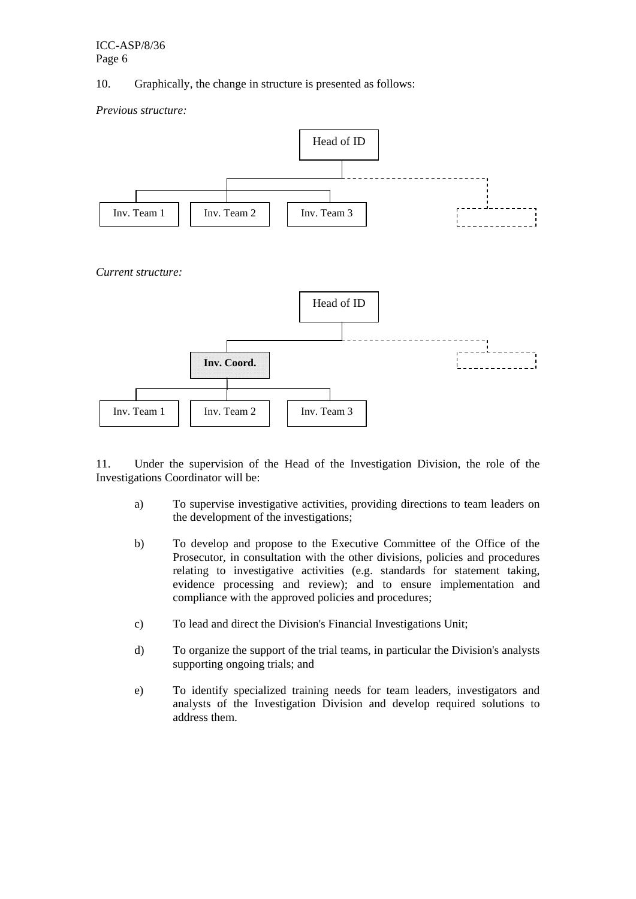10. Graphically, the change in structure is presented as follows:

*Previous structure:*

Head of ID

Inv. Team 1 | Inv. Team 2 | Inv. Team 3

*Current structure:*

Head of ID

**Inv. Coord.**

Inv. Team 1 | Inv. Team 2 | Inv. Team 3

11. Under the supervision of the Head of the Investigation Division, the role of the Investigations Coordinator will be:

a) To supervise investigative activities, providing directions to team leaders on the development of the investigations;

b) To develop and propose to the Executive Committee of the Office of the Prosecutor, in consultation with the other divisions, policies and procedures relating to investigative activities (e.g. standards for statement taking, evidence processing and review); and to ensure implementation and compliance with the approved policies and procedures;

c) To lead and direct the Division's Financial Investigations Unit;

d) To organize the support of the trial teams, in particular the Division's analysts supporting ongoing trials; and

e) To identify specialized training needs for team leaders, investigators and analysts of the Investigation Division and develop required solutions to address them.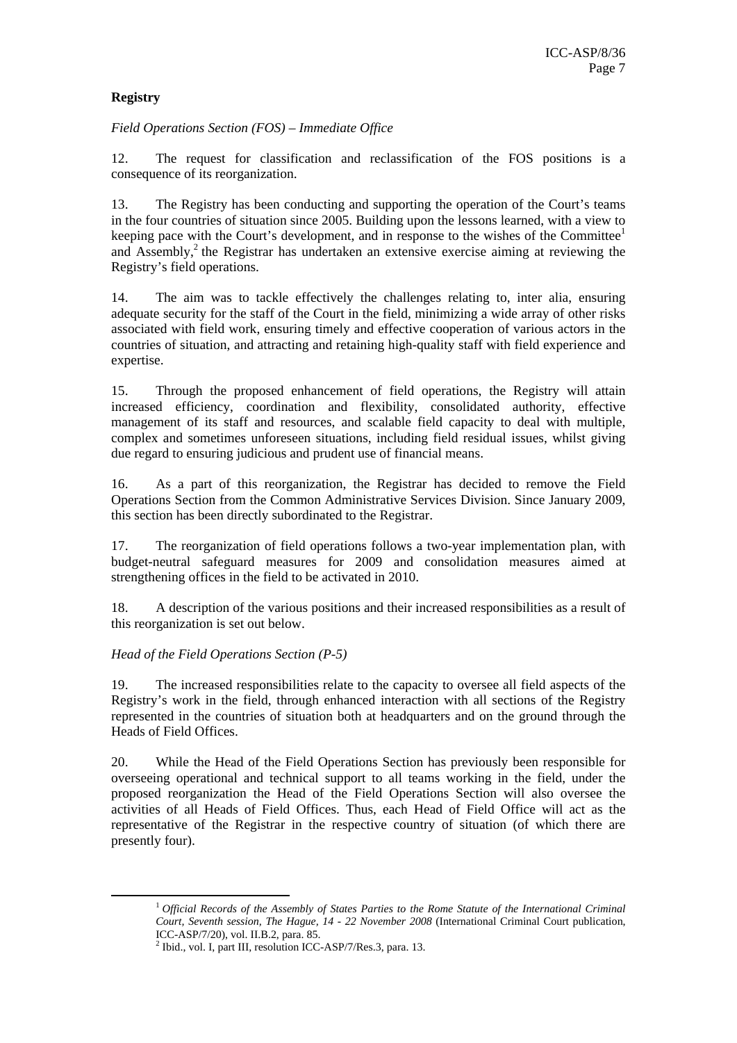**Registry**

*Field Operations Section (FOS) – Immediate Office*

12. The request for classification and reclassification of the FOS positions is a consequence of its reorganization.

13. The Registry has been conducting and supporting the operation of the Court's teams in the four countries of situation since 2005. Building upon the lessons learned, with a view to keeping pace with the Court's development, and in response to the wishes of the Committee[1] and Assembly,[2] the Registrar has undertaken an extensive exercise aiming at reviewing the Registry's field operations.

14. The aim was to tackle effectively the challenges relating to, inter alia, ensuring adequate security for the staff of the Court in the field, minimizing a wide array of other risks associated with field work, ensuring timely and effective cooperation of various actors in the countries of situation, and attracting and retaining high-quality staff with field experience and expertise.

15. Through the proposed enhancement of field operations, the Registry will attain increased efficiency, coordination and flexibility, consolidated authority, effective management of its staff and resources, and scalable field capacity to deal with multiple, complex and sometimes unforeseen situations, including field residual issues, whilst giving due regard to ensuring judicious and prudent use of financial means.

16. As a part of this reorganization, the Registrar has decided to remove the Field Operations Section from the Common Administrative Services Division. Since January 2009, this section has been directly subordinated to the Registrar.

17. The reorganization of field operations follows a two-year implementation plan, with budget-neutral safeguard measures for 2009 and consolidation measures aimed at strengthening offices in the field to be activated in 2010.

18. A description of the various positions and their increased responsibilities as a result of this reorganization is set out below.

*Head of the Field Operations Section (P-5)*

19. The increased responsibilities relate to the capacity to oversee all field aspects of the Registry's work in the field, through enhanced interaction with all sections of the Registry represented in the countries of situation both at headquarters and on the ground through the Heads of Field Offices.

20. While the Head of the Field Operations Section has previously been responsible for overseeing operational and technical support to all teams working in the field, under the proposed reorganization the Head of the Field Operations Section will also oversee the activities of all Heads of Field Offices. Thus, each Head of Field Office will act as the representative of the Registrar in the respective country of situation (of which there are presently four).

---

[1] *Official Records of the Assembly of States Parties to the Rome Statute of the International Criminal Court, Seventh session, The Hague, 14 - 22 November 2008* (International Criminal Court publication, ICC-ASP/7/20), vol. II.B.2, para. 85.

[2] Ibid., vol. I, part III, resolution ICC-ASP/7/Res.3, para. 13.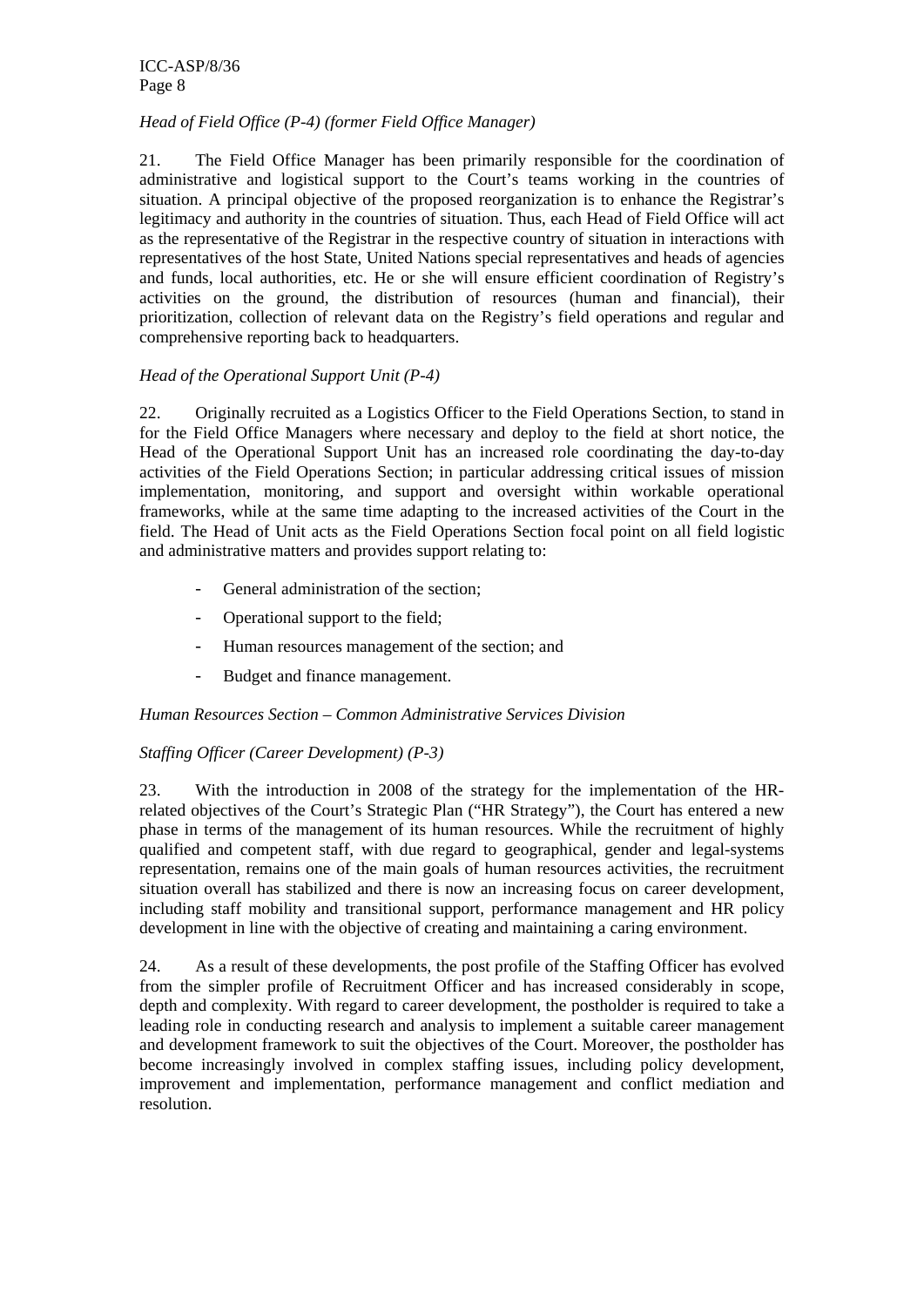*Head of Field Office (P-4) (former Field Office Manager)*

21. The Field Office Manager has been primarily responsible for the coordination of administrative and logistical support to the Court's teams working in the countries of situation. A principal objective of the proposed reorganization is to enhance the Registrar's legitimacy and authority in the countries of situation. Thus, each Head of Field Office will act as the representative of the Registrar in the respective country of situation in interactions with representatives of the host State, United Nations special representatives and heads of agencies and funds, local authorities, etc. He or she will ensure efficient coordination of Registry's activities on the ground, the distribution of resources (human and financial), their prioritization, collection of relevant data on the Registry's field operations and regular and comprehensive reporting back to headquarters.

*Head of the Operational Support Unit (P-4)*

22. Originally recruited as a Logistics Officer to the Field Operations Section, to stand in for the Field Office Managers where necessary and deploy to the field at short notice, the Head of the Operational Support Unit has an increased role coordinating the day-to-day activities of the Field Operations Section; in particular addressing critical issues of mission implementation, monitoring, and support and oversight within workable operational frameworks, while at the same time adapting to the increased activities of the Court in the field. The Head of Unit acts as the Field Operations Section focal point on all field logistic and administrative matters and provides support relating to:

- General administration of the section;
- Operational support to the field;
- Human resources management of the section; and
- Budget and finance management.

*Human Resources Section – Common Administrative Services Division*

*Staffing Officer (Career Development) (P-3)*

23. With the introduction in 2008 of the strategy for the implementation of the HR-related objectives of the Court's Strategic Plan ("HR Strategy"), the Court has entered a new phase in terms of the management of its human resources. While the recruitment of highly qualified and competent staff, with due regard to geographical, gender and legal-systems representation, remains one of the main goals of human resources activities, the recruitment situation overall has stabilized and there is now an increasing focus on career development, including staff mobility and transitional support, performance management and HR policy development in line with the objective of creating and maintaining a caring environment.

24. As a result of these developments, the post profile of the Staffing Officer has evolved from the simpler profile of Recruitment Officer and has increased considerably in scope, depth and complexity. With regard to career development, the postholder is required to take a leading role in conducting research and analysis to implement a suitable career management and development framework to suit the objectives of the Court. Moreover, the postholder has become increasingly involved in complex staffing issues, including policy development, improvement and implementation, performance management and conflict mediation and resolution.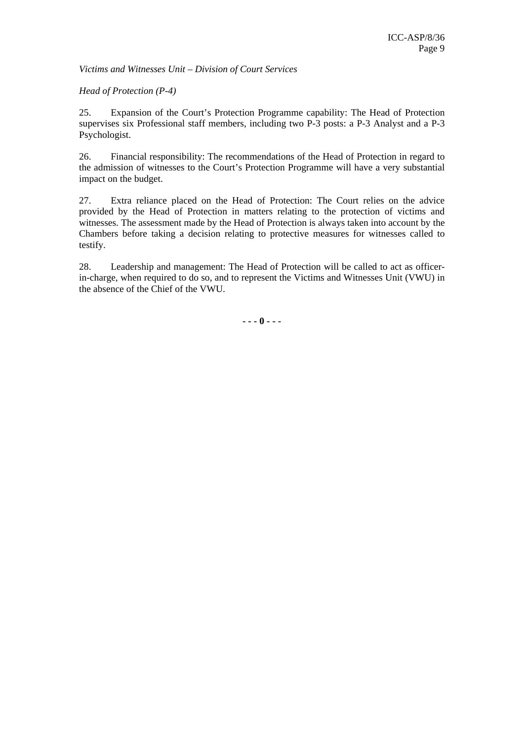*Victims and Witnesses Unit – Division of Court Services*

*Head of Protection (P-4)*

25. Expansion of the Court's Protection Programme capability: The Head of Protection supervises six Professional staff members, including two P-3 posts: a P-3 Analyst and a P-3 Psychologist.

26. Financial responsibility: The recommendations of the Head of Protection in regard to the admission of witnesses to the Court's Protection Programme will have a very substantial impact on the budget.

27. Extra reliance placed on the Head of Protection: The Court relies on the advice provided by the Head of Protection in matters relating to the protection of victims and witnesses. The assessment made by the Head of Protection is always taken into account by the Chambers before taking a decision relating to protective measures for witnesses called to testify.

28. Leadership and management: The Head of Protection will be called to act as officer-in-charge, when required to do so, and to represent the Victims and Witnesses Unit (VWU) in the absence of the Chief of the VWU.

**- - - 0 - - -**